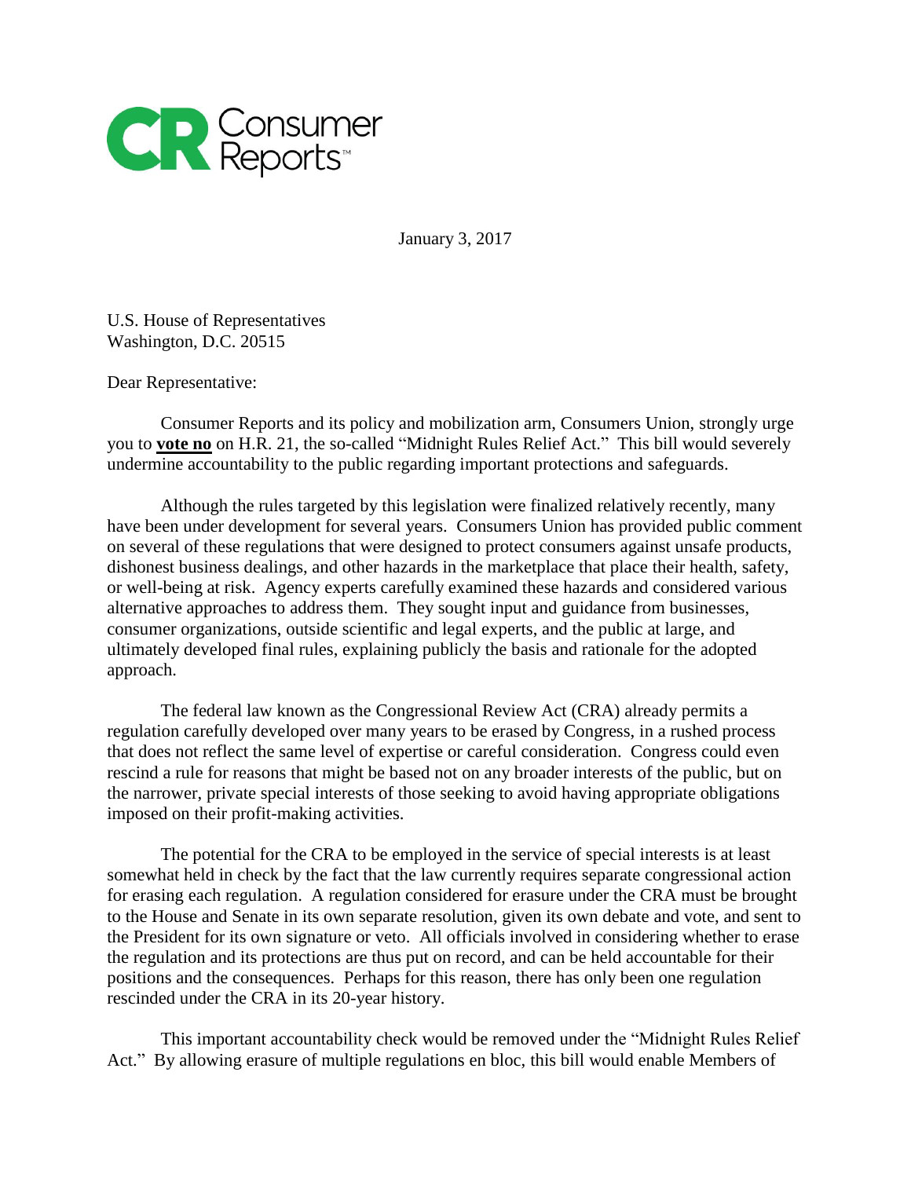January 3, 2017

U.S. House of Representatives
Washington, D.C. 20515

Dear Representative:

Consumer Reports and its policy and mobilization arm, Consumers Union, strongly urge you to **vote no** on H.R. 21, the so-called "Midnight Rules Relief Act." This bill would severely undermine accountability to the public regarding important protections and safeguards.

Although the rules targeted by this legislation were finalized relatively recently, many have been under development for several years. Consumers Union has provided public comment on several of these regulations that were designed to protect consumers against unsafe products, dishonest business dealings, and other hazards in the marketplace that place their health, safety, or well-being at risk. Agency experts carefully examined these hazards and considered various alternative approaches to address them. They sought input and guidance from businesses, consumer organizations, outside scientific and legal experts, and the public at large, and ultimately developed final rules, explaining publicly the basis and rationale for the adopted approach.

The federal law known as the Congressional Review Act (CRA) already permits a regulation carefully developed over many years to be erased by Congress, in a rushed process that does not reflect the same level of expertise or careful consideration. Congress could even rescind a rule for reasons that might be based not on any broader interests of the public, but on the narrower, private special interests of those seeking to avoid having appropriate obligations imposed on their profit-making activities.

The potential for the CRA to be employed in the service of special interests is at least somewhat held in check by the fact that the law currently requires separate congressional action for erasing each regulation. A regulation considered for erasure under the CRA must be brought to the House and Senate in its own separate resolution, given its own debate and vote, and sent to the President for its own signature or veto. All officials involved in considering whether to erase the regulation and its protections are thus put on record, and can be held accountable for their positions and the consequences. Perhaps for this reason, there has only been one regulation rescinded under the CRA in its 20-year history.

This important accountability check would be removed under the "Midnight Rules Relief Act." By allowing erasure of multiple regulations en bloc, this bill would enable Members of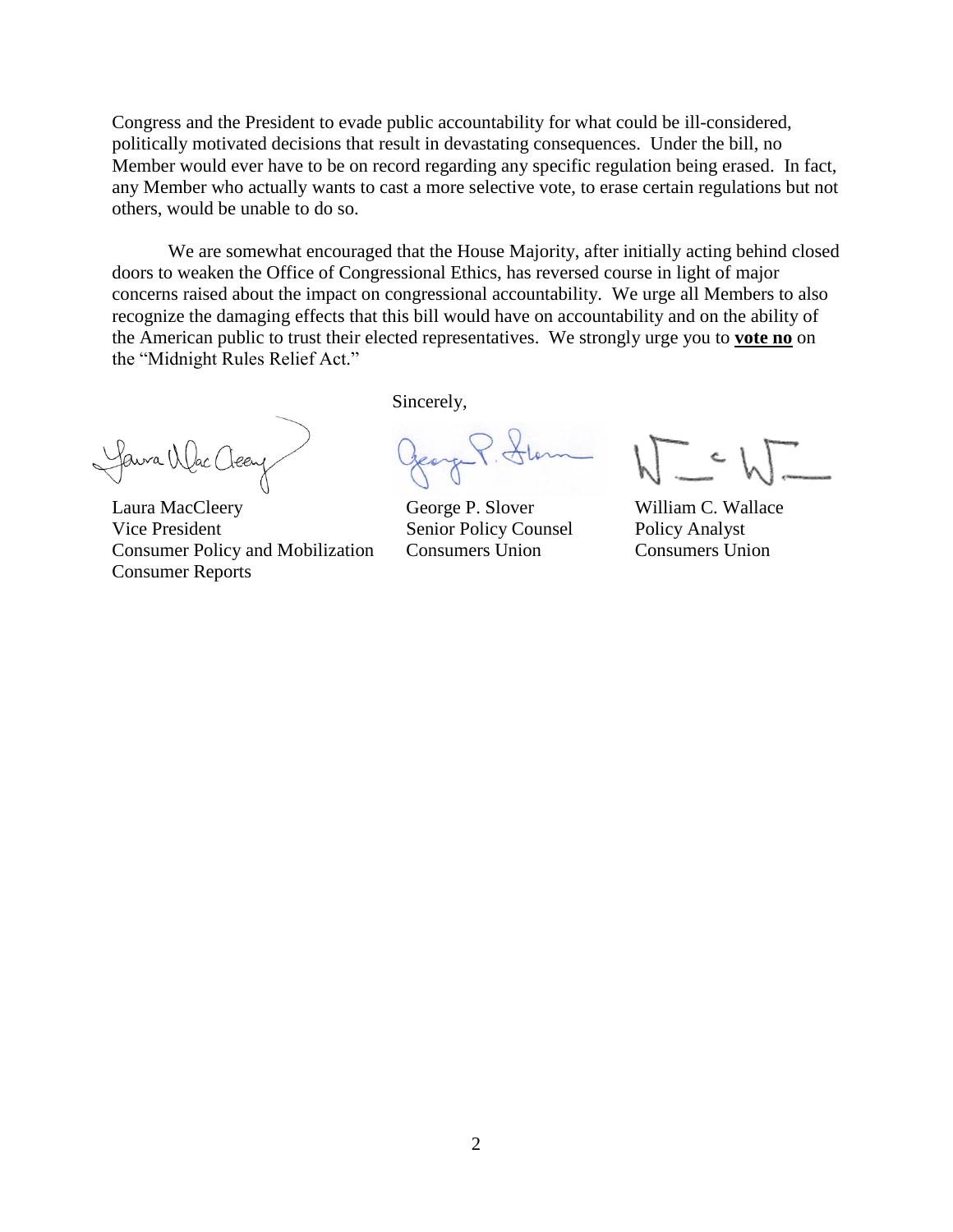Congress and the President to evade public accountability for what could be ill-considered, politically motivated decisions that result in devastating consequences. Under the bill, no Member would ever have to be on record regarding any specific regulation being erased. In fact, any Member who actually wants to cast a more selective vote, to erase certain regulations but not others, would be unable to do so.

We are somewhat encouraged that the House Majority, after initially acting behind closed doors to weaken the Office of Congressional Ethics, has reversed course in light of major concerns raised about the impact on congressional accountability. We urge all Members to also recognize the damaging effects that this bill would have on accountability and on the ability of the American public to trust their elected representatives. We strongly urge you to **vote no** on the "Midnight Rules Relief Act."

Sincerely,

Laura MacCleery
Vice President
Consumer Policy and Mobilization
Consumer Reports

George P. Slover
Senior Policy Counsel
Consumers Union

William C. Wallace
Policy Analyst
Consumers Union